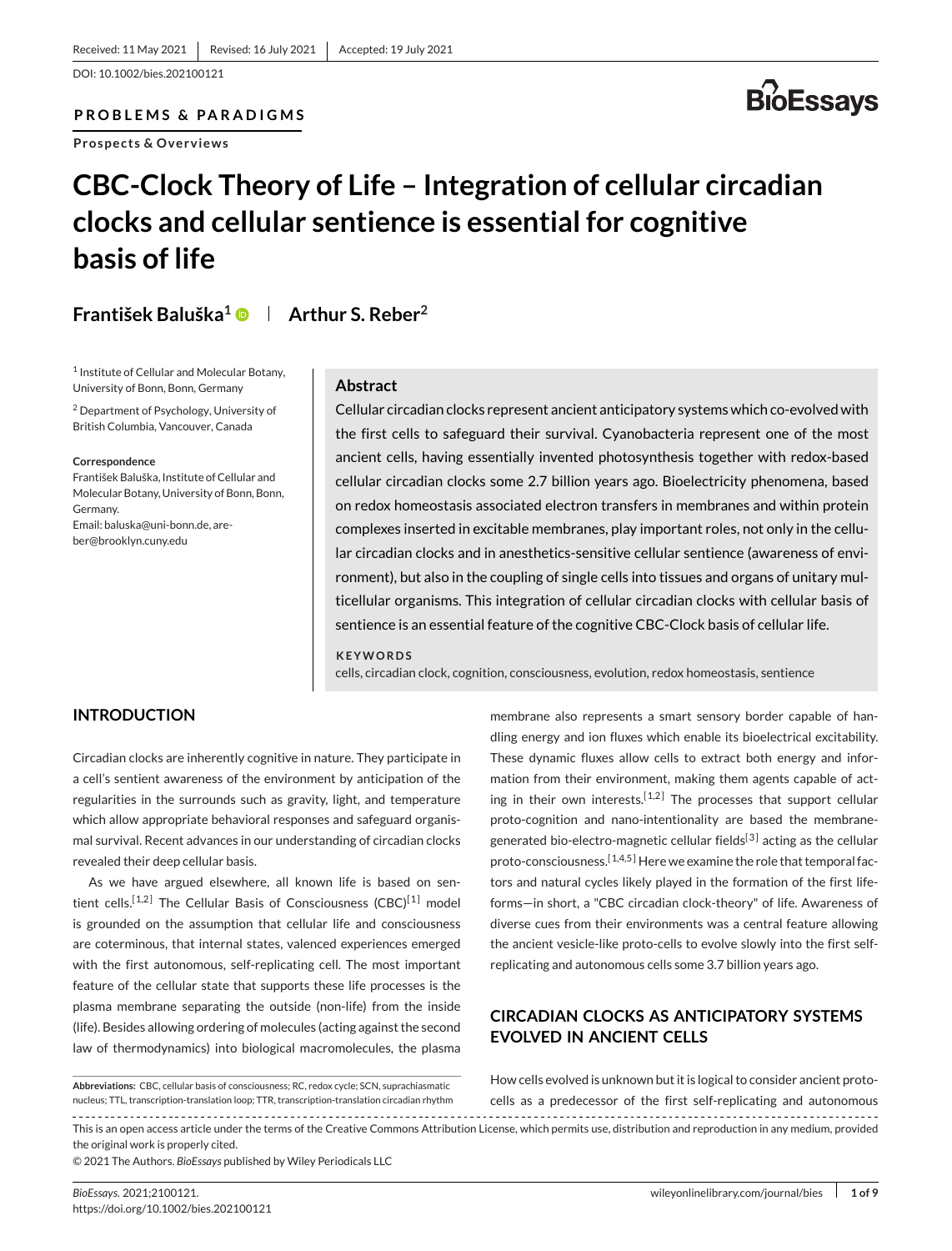Received: 11 May 2021 | Revised: 16 July 2021 | Accepted: 19 July 2021

DOI: 10.1002/bies.202100121

**PROBLEMS & PARADIGMS**

**Prospects & Overviews**

# CBC-Clock Theory of Life – Integration of cellular circadian clocks and cellular sentience is essential for cognitive basis of life

**František Baluška[1]** | **Arthur S. Reber[2]**

[1] Institute of Cellular and Molecular Botany, University of Bonn, Bonn, Germany

[2] Department of Psychology, University of British Columbia, Vancouver, Canada

**Correspondence**

František Baluška, Institute of Cellular and Molecular Botany, University of Bonn, Bonn, Germany.
Email: baluska@uni-bonn.de, areber@brooklyn.cuny.edu

## Abstract

Cellular circadian clocks represent ancient anticipatory systems which co-evolved with the first cells to safeguard their survival. Cyanobacteria represent one of the most ancient cells, having essentially invented photosynthesis together with redox-based cellular circadian clocks some 2.7 billion years ago. Bioelectricity phenomena, based on redox homeostasis associated electron transfers in membranes and within protein complexes inserted in excitable membranes, play important roles, not only in the cellular circadian clocks and in anesthetics-sensitive cellular sentience (awareness of environment), but also in the coupling of single cells into tissues and organs of unitary multicellular organisms. This integration of cellular circadian clocks with cellular basis of sentience is an essential feature of the cognitive CBC-Clock basis of cellular life.

**KEYWORDS**

cells, circadian clock, cognition, consciousness, evolution, redox homeostasis, sentience

## INTRODUCTION

Circadian clocks are inherently cognitive in nature. They participate in a cell's sentient awareness of the environment by anticipation of the regularities in the surrounds such as gravity, light, and temperature which allow appropriate behavioral responses and safeguard organismal survival. Recent advances in our understanding of circadian clocks revealed their deep cellular basis.

As we have argued elsewhere, all known life is based on sentient cells.[1,2] The Cellular Basis of Consciousness (CBC)[1] model is grounded on the assumption that cellular life and consciousness are coterminous, that internal states, valenced experiences emerged with the first autonomous, self-replicating cell. The most important feature of the cellular state that supports these life processes is the plasma membrane separating the outside (non-life) from the inside (life). Besides allowing ordering of molecules (acting against the second law of thermodynamics) into biological macromolecules, the plasma membrane also represents a smart sensory border capable of handling energy and ion fluxes which enable its bioelectrical excitability. These dynamic fluxes allow cells to extract both energy and information from their environment, making them agents capable of acting in their own interests.[1,2] The processes that support cellular proto-cognition and nano-intentionality are based the membrane-generated bio-electro-magnetic cellular fields[3] acting as the cellular proto-consciousness.[1,4,5] Here we examine the role that temporal factors and natural cycles likely played in the formation of the first life-forms—in short, a "CBC circadian clock-theory" of life. Awareness of diverse cues from their environments was a central feature allowing the ancient vesicle-like proto-cells to evolve slowly into the first self-replicating and autonomous cells some 3.7 billion years ago.

## CIRCADIAN CLOCKS AS ANTICIPATORY SYSTEMS EVOLVED IN ANCIENT CELLS

How cells evolved is unknown but it is logical to consider ancient proto-cells as a predecessor of the first self-replicating and autonomous

**Abbreviations:** CBC, cellular basis of consciousness; RC, redox cycle; SCN, suprachiasmatic nucleus; TTL, transcription-translation loop; TTR, transcription-translation circadian rhythm

This is an open access article under the terms of the Creative Commons Attribution License, which permits use, distribution and reproduction in any medium, provided the original work is properly cited.

© 2021 The Authors. *BioEssays* published by Wiley Periodicals LLC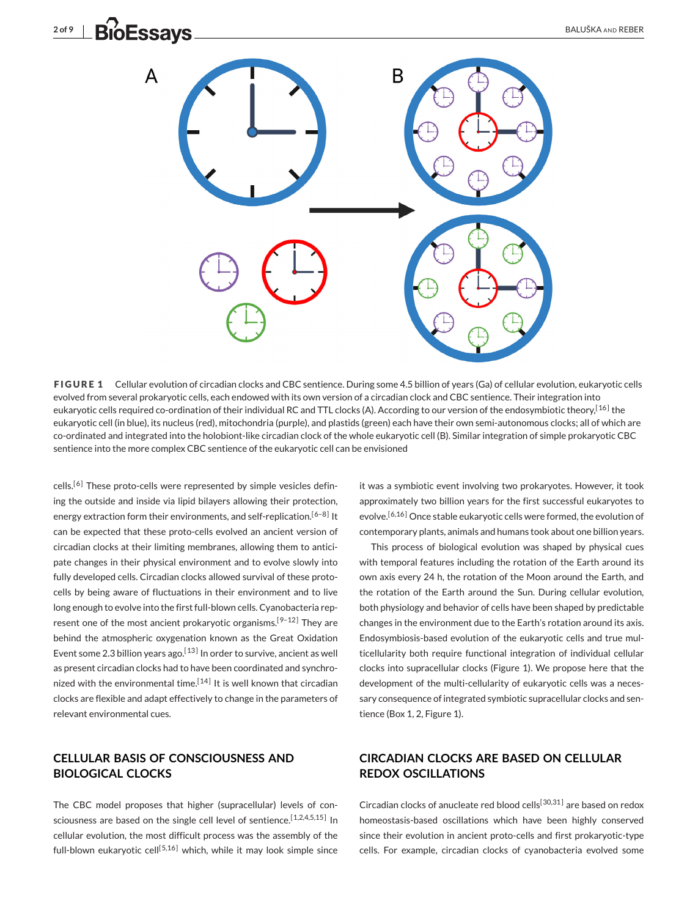**FIGURE 1** Cellular evolution of circadian clocks and CBC sentience. During some 4.5 billion of years (Ga) of cellular evolution, eukaryotic cells evolved from several prokaryotic cells, each endowed with its own version of a circadian clock and CBC sentience. Their integration into eukaryotic cells required co-ordination of their individual RC and TTL clocks (A). According to our version of the endosymbiotic theory,[16] the eukaryotic cell (in blue), its nucleus (red), mitochondria (purple), and plastids (green) each have their own semi-autonomous clocks; all of which are co-ordinated and integrated into the holobiont-like circadian clock of the whole eukaryotic cell (B). Similar integration of simple prokaryotic CBC sentience into the more complex CBC sentience of the eukaryotic cell can be envisioned

cells.[6] These proto-cells were represented by simple vesicles defining the outside and inside via lipid bilayers allowing their protection, energy extraction form their environments, and self-replication.[6–8] It can be expected that these proto-cells evolved an ancient version of circadian clocks at their limiting membranes, allowing them to anticipate changes in their physical environment and to evolve slowly into fully developed cells. Circadian clocks allowed survival of these proto-cells by being aware of fluctuations in their environment and to live long enough to evolve into the first full-blown cells. Cyanobacteria represent one of the most ancient prokaryotic organisms.[9–12] They are behind the atmospheric oxygenation known as the Great Oxidation Event some 2.3 billion years ago.[13] In order to survive, ancient as well as present circadian clocks had to have been coordinated and synchronized with the environmental time.[14] It is well known that circadian clocks are flexible and adapt effectively to change in the parameters of relevant environmental cues.

## CELLULAR BASIS OF CONSCIOUSNESS AND BIOLOGICAL CLOCKS

The CBC model proposes that higher (supracellular) levels of consciousness are based on the single cell level of sentience.[1,2,4,5,15] In cellular evolution, the most difficult process was the assembly of the full-blown eukaryotic cell[5,16] which, while it may look simple since it was a symbiotic event involving two prokaryotes. However, it took approximately two billion years for the first successful eukaryotes to evolve.[6,16] Once stable eukaryotic cells were formed, the evolution of contemporary plants, animals and humans took about one billion years.

This process of biological evolution was shaped by physical cues with temporal features including the rotation of the Earth around its own axis every 24 h, the rotation of the Moon around the Earth, and the rotation of the Earth around the Sun. During cellular evolution, both physiology and behavior of cells have been shaped by predictable changes in the environment due to the Earth's rotation around its axis. Endosymbiosis-based evolution of the eukaryotic cells and true multicellularity both require functional integration of individual cellular clocks into supracellular clocks (Figure 1). We propose here that the development of the multi-cellularity of eukaryotic cells was a necessary consequence of integrated symbiotic supracellular clocks and sentience (Box 1, 2, Figure 1).

## CIRCADIAN CLOCKS ARE BASED ON CELLULAR REDOX OSCILLATIONS

Circadian clocks of anucleate red blood cells[30,31] are based on redox homeostasis-based oscillations which have been highly conserved since their evolution in ancient proto-cells and first prokaryotic-type cells. For example, circadian clocks of cyanobacteria evolved some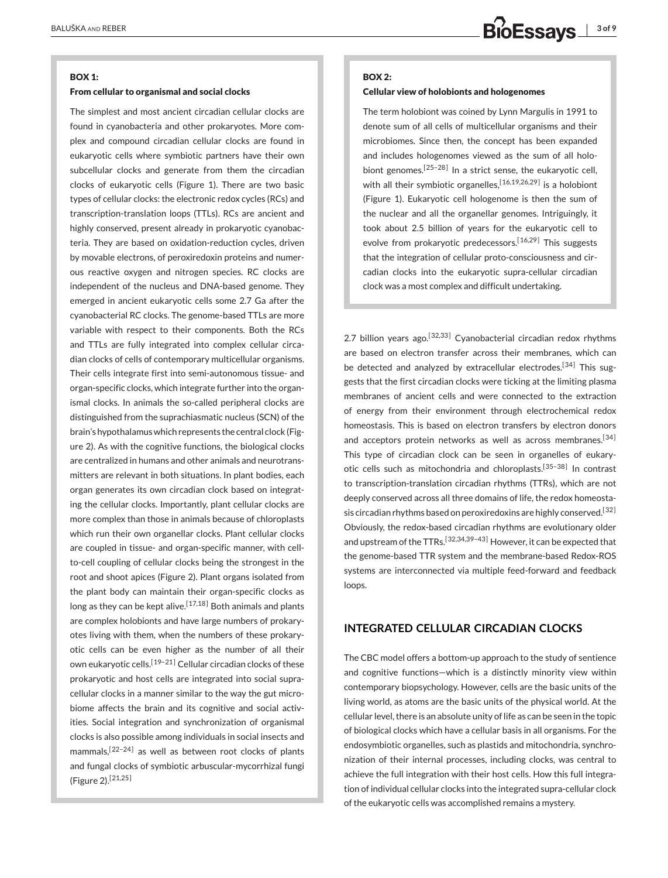### BOX 1:

#### From cellular to organismal and social clocks

The simplest and most ancient circadian cellular clocks are found in cyanobacteria and other prokaryotes. More complex and compound circadian cellular clocks are found in eukaryotic cells where symbiotic partners have their own subcellular clocks and generate from them the circadian clocks of eukaryotic cells (Figure 1). There are two basic types of cellular clocks: the electronic redox cycles (RCs) and transcription-translation loops (TTLs). RCs are ancient and highly conserved, present already in prokaryotic cyanobacteria. They are based on oxidation-reduction cycles, driven by movable electrons, of peroxiredoxin proteins and numerous reactive oxygen and nitrogen species. RC clocks are independent of the nucleus and DNA-based genome. They emerged in ancient eukaryotic cells some 2.7 Ga after the cyanobacterial RC clocks. The genome-based TTLs are more variable with respect to their components. Both the RCs and TTLs are fully integrated into complex cellular circadian clocks of cells of contemporary multicellular organisms. Their cells integrate first into semi-autonomous tissue- and organ-specific clocks, which integrate further into the organismal clocks. In animals the so-called peripheral clocks are distinguished from the suprachiasmatic nucleus (SCN) of the brain's hypothalamus which represents the central clock (Figure 2). As with the cognitive functions, the biological clocks are centralized in humans and other animals and neurotransmitters are relevant in both situations. In plant bodies, each organ generates its own circadian clock based on integrating the cellular clocks. Importantly, plant cellular clocks are more complex than those in animals because of chloroplasts which run their own organellar clocks. Plant cellular clocks are coupled in tissue- and organ-specific manner, with cell-to-cell coupling of cellular clocks being the strongest in the root and shoot apices (Figure 2). Plant organs isolated from the plant body can maintain their organ-specific clocks as long as they can be kept alive.[17,18] Both animals and plants are complex holobionts and have large numbers of prokaryotes living with them, when the numbers of these prokaryotic cells can be even higher as the number of all their own eukaryotic cells.[19–21] Cellular circadian clocks of these prokaryotic and host cells are integrated into social supra-cellular clocks in a manner similar to the way the gut microbiome affects the brain and its cognitive and social activities. Social integration and synchronization of organismal clocks is also possible among individuals in social insects and mammals,[22–24] as well as between root clocks of plants and fungal clocks of symbiotic arbuscular-mycorrhizal fungi (Figure 2).[21,25]

### BOX 2:

#### Cellular view of holobionts and hologenomes

The term holobiont was coined by Lynn Margulis in 1991 to denote sum of all cells of multicellular organisms and their microbiomes. Since then, the concept has been expanded and includes hologenomes viewed as the sum of all holobiont genomes.[25–28] In a strict sense, the eukaryotic cell, with all their symbiotic organelles,[16,19,26,29] is a holobiont (Figure 1). Eukaryotic cell hologenome is then the sum of the nuclear and all the organellar genomes. Intriguingly, it took about 2.5 billion of years for the eukaryotic cell to evolve from prokaryotic predecessors.[16,29] This suggests that the integration of cellular proto-consciousness and circadian clocks into the eukaryotic supra-cellular circadian clock was a most complex and difficult undertaking.

2.7 billion years ago.[32,33] Cyanobacterial circadian redox rhythms are based on electron transfer across their membranes, which can be detected and analyzed by extracellular electrodes.[34] This suggests that the first circadian clocks were ticking at the limiting plasma membranes of ancient cells and were connected to the extraction of energy from their environment through electrochemical redox homeostasis. This is based on electron transfers by electron donors and acceptors protein networks as well as across membranes.[34] This type of circadian clock can be seen in organelles of eukaryotic cells such as mitochondria and chloroplasts.[35–38] In contrast to transcription-translation circadian rhythms (TTRs), which are not deeply conserved across all three domains of life, the redox homeostasis circadian rhythms based on peroxiredoxins are highly conserved.[32] Obviously, the redox-based circadian rhythms are evolutionary older and upstream of the TTRs.[32,34,39–43] However, it can be expected that the genome-based TTR system and the membrane-based Redox-ROS systems are interconnected via multiple feed-forward and feedback loops.

## INTEGRATED CELLULAR CIRCADIAN CLOCKS

The CBC model offers a bottom-up approach to the study of sentience and cognitive functions—which is a distinctly minority view within contemporary biopsychology. However, cells are the basic units of the living world, as atoms are the basic units of the physical world. At the cellular level, there is an absolute unity of life as can be seen in the topic of biological clocks which have a cellular basis in all organisms. For the endosymbiotic organelles, such as plastids and mitochondria, synchronization of their internal processes, including clocks, was central to achieve the full integration with their host cells. How this full integration of individual cellular clocks into the integrated supra-cellular clock of the eukaryotic cells was accomplished remains a mystery.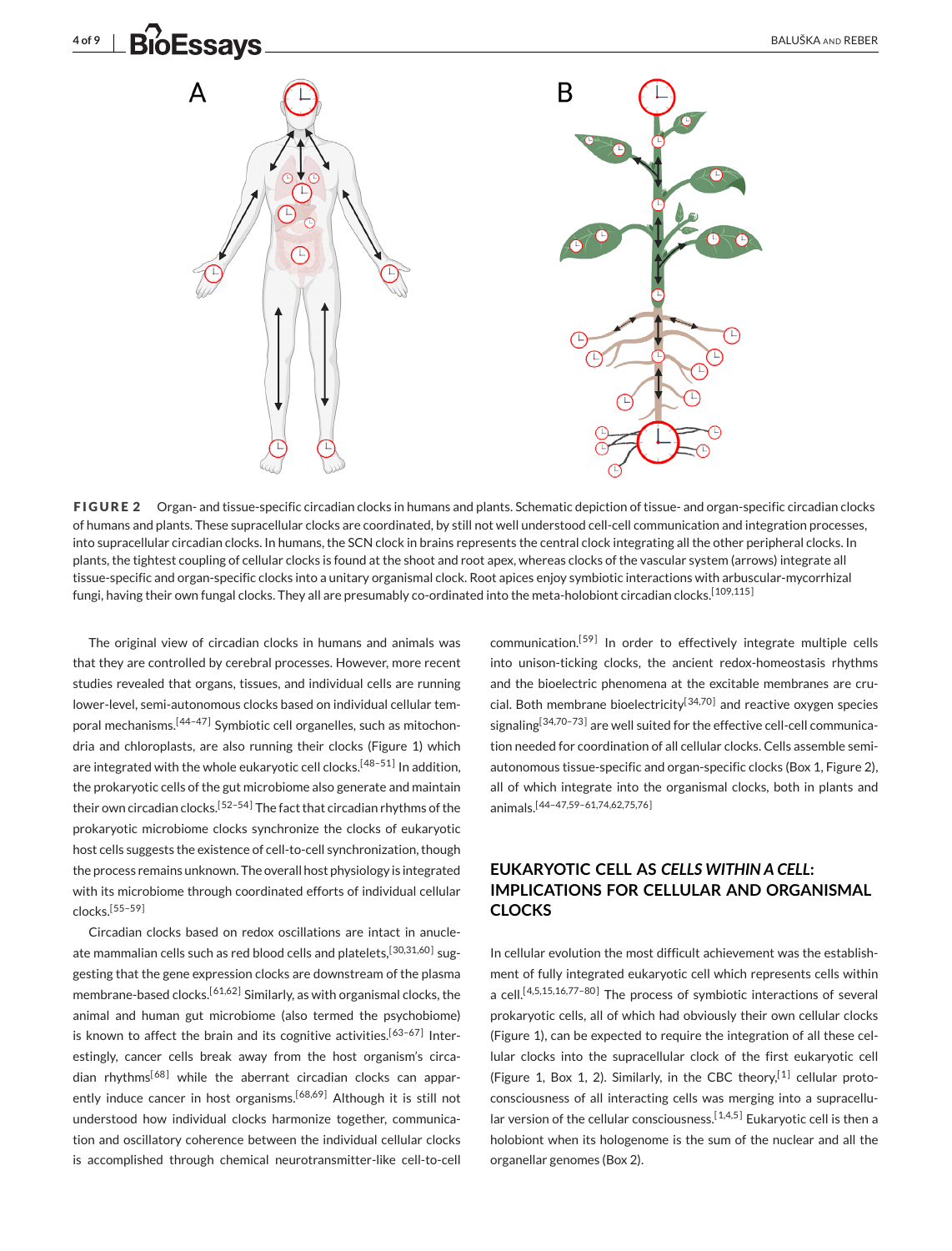**FIGURE 2** Organ- and tissue-specific circadian clocks in humans and plants. Schematic depiction of tissue- and organ-specific circadian clocks of humans and plants. These supracellular clocks are coordinated, by still not well understood cell-cell communication and integration processes, into supracellular circadian clocks. In humans, the SCN clock in brains represents the central clock integrating all the other peripheral clocks. In plants, the tightest coupling of cellular clocks is found at the shoot and root apex, whereas clocks of the vascular system (arrows) integrate all tissue-specific and organ-specific clocks into a unitary organismal clock. Root apices enjoy symbiotic interactions with arbuscular-mycorrhizal fungi, having their own fungal clocks. They all are presumably co-ordinated into the meta-holobiont circadian clocks.[109,115]

The original view of circadian clocks in humans and animals was that they are controlled by cerebral processes. However, more recent studies revealed that organs, tissues, and individual cells are running lower-level, semi-autonomous clocks based on individual cellular temporal mechanisms.[44–47] Symbiotic cell organelles, such as mitochondria and chloroplasts, are also running their clocks (Figure 1) which are integrated with the whole eukaryotic cell clocks.[48–51] In addition, the prokaryotic cells of the gut microbiome also generate and maintain their own circadian clocks.[52–54] The fact that circadian rhythms of the prokaryotic microbiome clocks synchronize the clocks of eukaryotic host cells suggests the existence of cell-to-cell synchronization, though the process remains unknown. The overall host physiology is integrated with its microbiome through coordinated efforts of individual cellular clocks.[55–59]

Circadian clocks based on redox oscillations are intact in anucleate mammalian cells such as red blood cells and platelets,[30,31,60] suggesting that the gene expression clocks are downstream of the plasma membrane-based clocks.[61,62] Similarly, as with organismal clocks, the animal and human gut microbiome (also termed the psychobiome) is known to affect the brain and its cognitive activities.[63–67] Interestingly, cancer cells break away from the host organism's circadian rhythms[68] while the aberrant circadian clocks can apparently induce cancer in host organisms.[68,69] Although it is still not understood how individual clocks harmonize together, communication and oscillatory coherence between the individual cellular clocks is accomplished through chemical neurotransmitter-like cell-to-cell communication.[59] In order to effectively integrate multiple cells into unison-ticking clocks, the ancient redox-homeostasis rhythms and the bioelectric phenomena at the excitable membranes are crucial. Both membrane bioelectricity[34,70] and reactive oxygen species signaling[34,70–73] are well suited for the effective cell-cell communication needed for coordination of all cellular clocks. Cells assemble semi-autonomous tissue-specific and organ-specific clocks (Box 1, Figure 2), all of which integrate into the organismal clocks, both in plants and animals.[44–47,59–61,74,62,75,76]

## EUKARYOTIC CELL AS *CELLS WITHIN A CELL*: IMPLICATIONS FOR CELLULAR AND ORGANISMAL CLOCKS

In cellular evolution the most difficult achievement was the establishment of fully integrated eukaryotic cell which represents cells within a cell.[4,5,15,16,77–80] The process of symbiotic interactions of several prokaryotic cells, all of which had obviously their own cellular clocks (Figure 1), can be expected to require the integration of all these cellular clocks into the supracellular clock of the first eukaryotic cell (Figure 1, Box 1, 2). Similarly, in the CBC theory,[1] cellular proto-consciousness of all interacting cells was merging into a supracellular version of the cellular consciousness.[1,4,5] Eukaryotic cell is then a holobiont when its hologenome is the sum of the nuclear and all the organellar genomes (Box 2).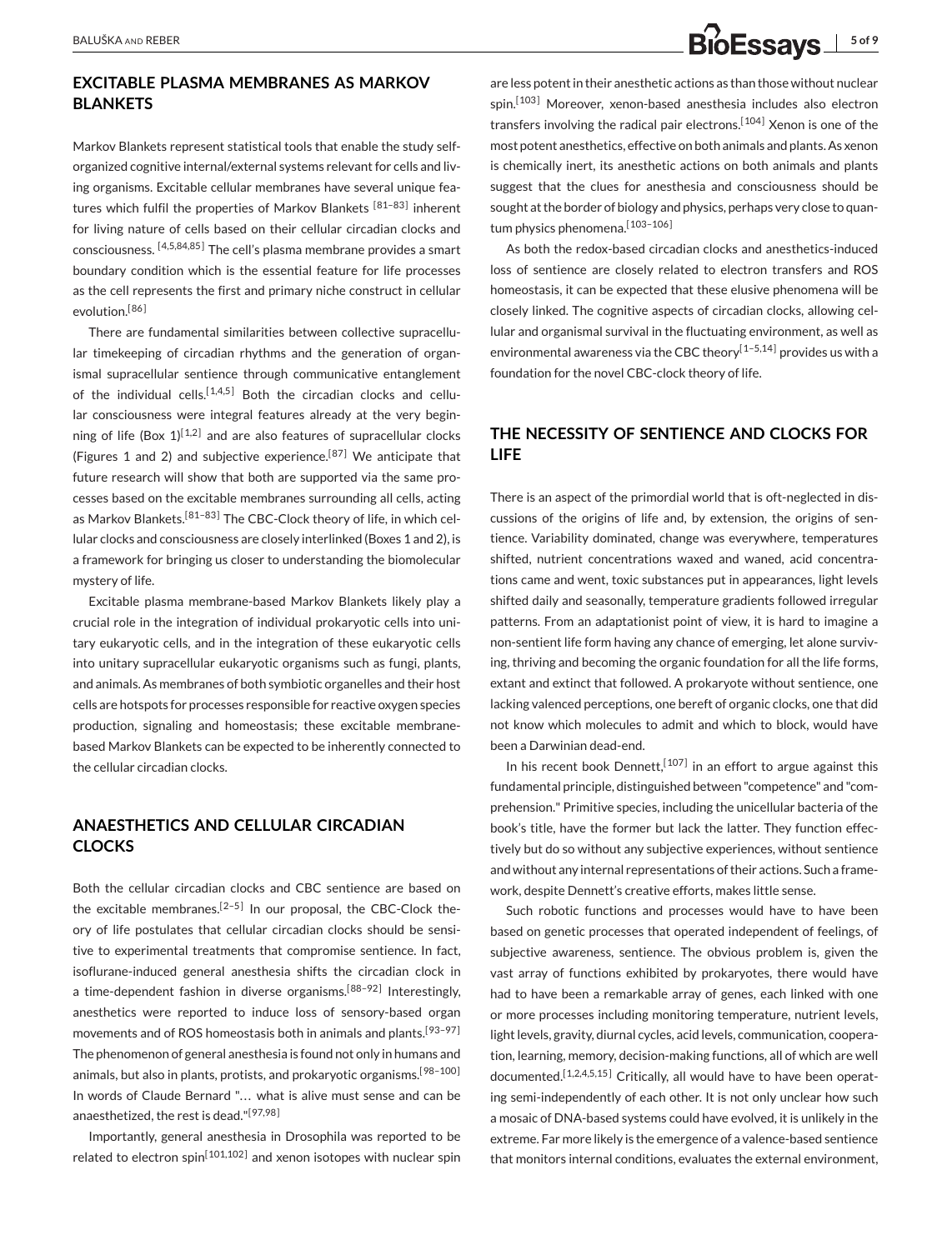## EXCITABLE PLASMA MEMBRANES AS MARKOV BLANKETS

Markov Blankets represent statistical tools that enable the study self-organized cognitive internal/external systems relevant for cells and living organisms. Excitable cellular membranes have several unique features which fulfil the properties of Markov Blankets [81–83] inherent for living nature of cells based on their cellular circadian clocks and consciousness. [4,5,84,85] The cell's plasma membrane provides a smart boundary condition which is the essential feature for life processes as the cell represents the first and primary niche construct in cellular evolution.[86]

There are fundamental similarities between collective supracellular timekeeping of circadian rhythms and the generation of organismal supracellular sentience through communicative entanglement of the individual cells.[1,4,5] Both the circadian clocks and cellular consciousness were integral features already at the very beginning of life (Box 1)[1,2] and are also features of supracellular clocks (Figures 1 and 2) and subjective experience.[87] We anticipate that future research will show that both are supported via the same processes based on the excitable membranes surrounding all cells, acting as Markov Blankets.[81–83] The CBC-Clock theory of life, in which cellular clocks and consciousness are closely interlinked (Boxes 1 and 2), is a framework for bringing us closer to understanding the biomolecular mystery of life.

Excitable plasma membrane-based Markov Blankets likely play a crucial role in the integration of individual prokaryotic cells into unitary eukaryotic cells, and in the integration of these eukaryotic cells into unitary supracellular eukaryotic organisms such as fungi, plants, and animals. As membranes of both symbiotic organelles and their host cells are hotspots for processes responsible for reactive oxygen species production, signaling and homeostasis; these excitable membrane-based Markov Blankets can be expected to be inherently connected to the cellular circadian clocks.

## ANAESTHETICS AND CELLULAR CIRCADIAN CLOCKS

Both the cellular circadian clocks and CBC sentience are based on the excitable membranes.[2–5] In our proposal, the CBC-Clock theory of life postulates that cellular circadian clocks should be sensitive to experimental treatments that compromise sentience. In fact, isoflurane-induced general anesthesia shifts the circadian clock in a time-dependent fashion in diverse organisms.[88–92] Interestingly, anesthetics were reported to induce loss of sensory-based organ movements and of ROS homeostasis both in animals and plants.[93–97] The phenomenon of general anesthesia is found not only in humans and animals, but also in plants, protists, and prokaryotic organisms.[98–100] In words of Claude Bernard "… what is alive must sense and can be anaesthetized, the rest is dead."[97,98]

Importantly, general anesthesia in Drosophila was reported to be related to electron spin[101,102] and xenon isotopes with nuclear spin are less potent in their anesthetic actions as than those without nuclear spin.[103] Moreover, xenon-based anesthesia includes also electron transfers involving the radical pair electrons.[104] Xenon is one of the most potent anesthetics, effective on both animals and plants. As xenon is chemically inert, its anesthetic actions on both animals and plants suggest that the clues for anesthesia and consciousness should be sought at the border of biology and physics, perhaps very close to quantum physics phenomena.[103–106]

As both the redox-based circadian clocks and anesthetics-induced loss of sentience are closely related to electron transfers and ROS homeostasis, it can be expected that these elusive phenomena will be closely linked. The cognitive aspects of circadian clocks, allowing cellular and organismal survival in the fluctuating environment, as well as environmental awareness via the CBC theory[1–5,14] provides us with a foundation for the novel CBC-clock theory of life.

## THE NECESSITY OF SENTIENCE AND CLOCKS FOR LIFE

There is an aspect of the primordial world that is oft-neglected in discussions of the origins of life and, by extension, the origins of sentience. Variability dominated, change was everywhere, temperatures shifted, nutrient concentrations waxed and waned, acid concentrations came and went, toxic substances put in appearances, light levels shifted daily and seasonally, temperature gradients followed irregular patterns. From an adaptationist point of view, it is hard to imagine a non-sentient life form having any chance of emerging, let alone surviving, thriving and becoming the organic foundation for all the life forms, extant and extinct that followed. A prokaryote without sentience, one lacking valenced perceptions, one bereft of organic clocks, one that did not know which molecules to admit and which to block, would have been a Darwinian dead-end.

In his recent book Dennett,[107] in an effort to argue against this fundamental principle, distinguished between "competence" and "comprehension." Primitive species, including the unicellular bacteria of the book's title, have the former but lack the latter. They function effectively but do so without any subjective experiences, without sentience and without any internal representations of their actions. Such a framework, despite Dennett's creative efforts, makes little sense.

Such robotic functions and processes would have to have been based on genetic processes that operated independent of feelings, of subjective awareness, sentience. The obvious problem is, given the vast array of functions exhibited by prokaryotes, there would have had to have been a remarkable array of genes, each linked with one or more processes including monitoring temperature, nutrient levels, light levels, gravity, diurnal cycles, acid levels, communication, cooperation, learning, memory, decision-making functions, all of which are well documented.[1,2,4,5,15] Critically, all would have to have been operating semi-independently of each other. It is not only unclear how such a mosaic of DNA-based systems could have evolved, it is unlikely in the extreme. Far more likely is the emergence of a valence-based sentience that monitors internal conditions, evaluates the external environment,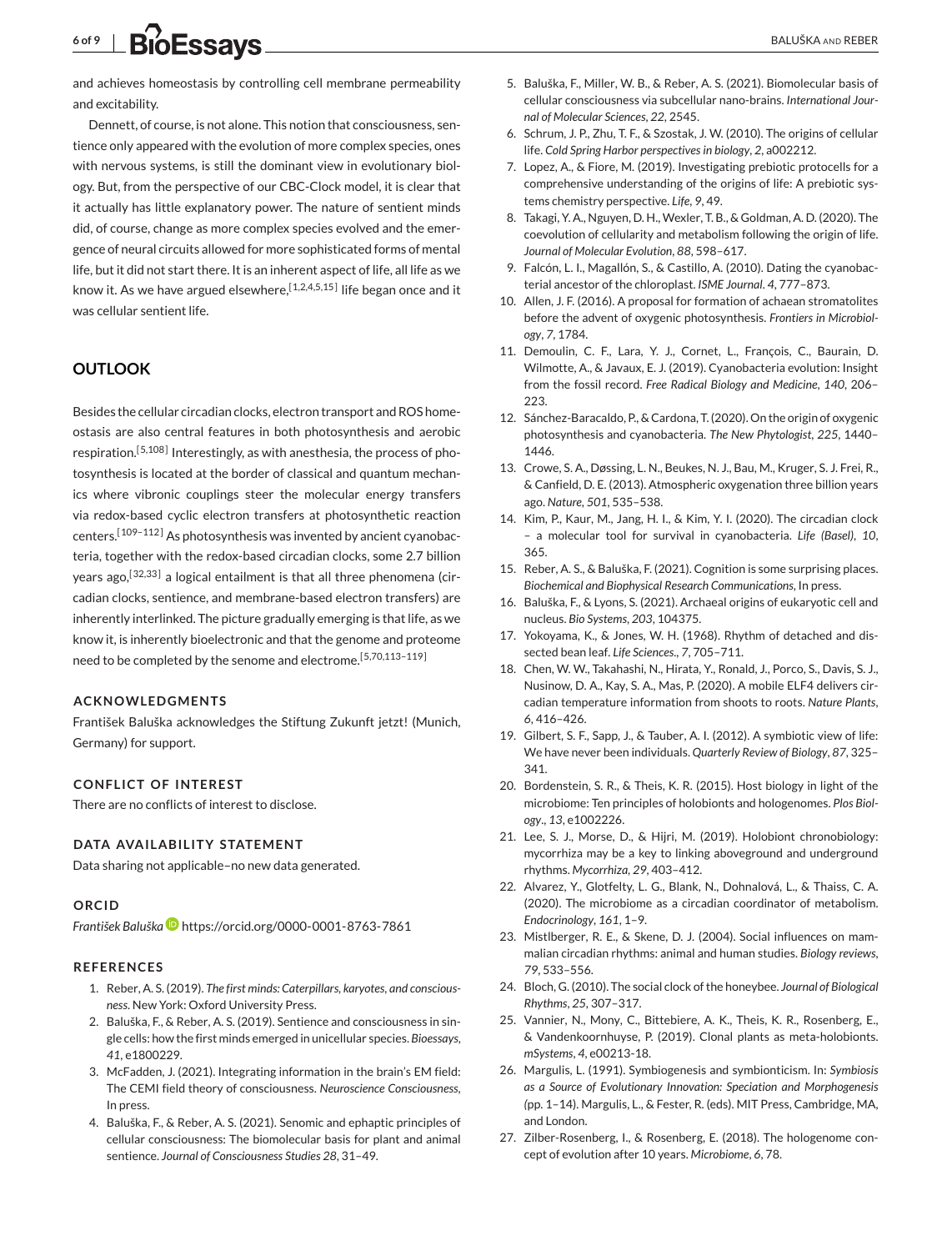and achieves homeostasis by controlling cell membrane permeability and excitability.

Dennett, of course, is not alone. This notion that consciousness, sentience only appeared with the evolution of more complex species, ones with nervous systems, is still the dominant view in evolutionary biology. But, from the perspective of our CBC-Clock model, it is clear that it actually has little explanatory power. The nature of sentient minds did, of course, change as more complex species evolved and the emergence of neural circuits allowed for more sophisticated forms of mental life, but it did not start there. It is an inherent aspect of life, all life as we know it. As we have argued elsewhere,[1,2,4,5,15] life began once and it was cellular sentient life.

## OUTLOOK

Besides the cellular circadian clocks, electron transport and ROS homeostasis are also central features in both photosynthesis and aerobic respiration.[5,108] Interestingly, as with anesthesia, the process of photosynthesis is located at the border of classical and quantum mechanics where vibronic couplings steer the molecular energy transfers via redox-based cyclic electron transfers at photosynthetic reaction centers.[109–112] As photosynthesis was invented by ancient cyanobacteria, together with the redox-based circadian clocks, some 2.7 billion years ago,[32,33] a logical entailment is that all three phenomena (circadian clocks, sentience, and membrane-based electron transfers) are inherently interlinked. The picture gradually emerging is that life, as we know it, is inherently bioelectronic and that the genome and proteome need to be completed by the senome and electrome.[5,70,113–119]

### ACKNOWLEDGMENTS

František Baluška acknowledges the Stiftung Zukunft jetzt! (Munich, Germany) for support.

### CONFLICT OF INTEREST

There are no conflicts of interest to disclose.

### DATA AVAILABILITY STATEMENT

Data sharing not applicable–no new data generated.

### ORCID

*František Baluška* https://orcid.org/0000-0001-8763-7861

### REFERENCES

1. Reber, A. S. (2019). *The first minds: Caterpillars, karyotes, and consciousness*. New York: Oxford University Press.
2. Baluška, F., & Reber, A. S. (2019). Sentience and consciousness in single cells: how the first minds emerged in unicellular species. *Bioessays*, *41*, e1800229.
3. McFadden, J. (2021). Integrating information in the brain's EM field: The CEMI field theory of consciousness. *Neuroscience Consciousness*, In press.
4. Baluška, F., & Reber, A. S. (2021). Senomic and ephaptic principles of cellular consciousness: The biomolecular basis for plant and animal sentience. *Journal of Consciousness Studies 28*, 31–49.
5. Baluška, F., Miller, W. B., & Reber, A. S. (2021). Biomolecular basis of cellular consciousness via subcellular nano-brains. *International Journal of Molecular Sciences*, *22*, 2545.
6. Schrum, J. P., Zhu, T. F., & Szostak, J. W. (2010). The origins of cellular life. *Cold Spring Harbor perspectives in biology*, *2*, a002212.
7. Lopez, A., & Fiore, M. (2019). Investigating prebiotic protocells for a comprehensive understanding of the origins of life: A prebiotic systems chemistry perspective. *Life*, *9*, 49.
8. Takagi, Y. A., Nguyen, D. H., Wexler, T. B., & Goldman, A. D. (2020). The coevolution of cellularity and metabolism following the origin of life. *Journal of Molecular Evolution*, *88*, 598–617.
9. Falcón, L. I., Magallón, S., & Castillo, A. (2010). Dating the cyanobacterial ancestor of the chloroplast. *ISME Journal*. *4*, 777–873.
10. Allen, J. F. (2016). A proposal for formation of achaean stromatolites before the advent of oxygenic photosynthesis. *Frontiers in Microbiology*, *7*, 1784.
11. Demoulin, C. F., Lara, Y. J., Cornet, L., François, C., Baurain, D. Wilmotte, A., & Javaux, E. J. (2019). Cyanobacteria evolution: Insight from the fossil record. *Free Radical Biology and Medicine*, *140*, 206–223.
12. Sánchez-Baracaldo, P., & Cardona, T. (2020). On the origin of oxygenic photosynthesis and cyanobacteria. *The New Phytologist*, *225*, 1440–1446.
13. Crowe, S. A., Døssing, L. N., Beukes, N. J., Bau, M., Kruger, S. J. Frei, R., & Canfield, D. E. (2013). Atmospheric oxygenation three billion years ago. *Nature*, *501*, 535–538.
14. Kim, P., Kaur, M., Jang, H. I., & Kim, Y. I. (2020). The circadian clock – a molecular tool for survival in cyanobacteria. *Life (Basel)*, *10*, 365.
15. Reber, A. S., & Baluška, F. (2021). Cognition is some surprising places. *Biochemical and Biophysical Research Communications*, In press.
16. Baluška, F., & Lyons, S. (2021). Archaeal origins of eukaryotic cell and nucleus. *Bio Systems*, *203*, 104375.
17. Yokoyama, K., & Jones, W. H. (1968). Rhythm of detached and dissected bean leaf. *Life Sciences*., *7*, 705–711.
18. Chen, W. W., Takahashi, N., Hirata, Y., Ronald, J., Porco, S., Davis, S. J., Nusinow, D. A., Kay, S. A., Mas, P. (2020). A mobile ELF4 delivers circadian temperature information from shoots to roots. *Nature Plants*, *6*, 416–426.
19. Gilbert, S. F., Sapp, J., & Tauber, A. I. (2012). A symbiotic view of life: We have never been individuals. *Quarterly Review of Biology*, *87*, 325–341.
20. Bordenstein, S. R., & Theis, K. R. (2015). Host biology in light of the microbiome: Ten principles of holobionts and hologenomes. *Plos Biology*., *13*, e1002226.
21. Lee, S. J., Morse, D., & Hijri, M. (2019). Holobiont chronobiology: mycorrhiza may be a key to linking aboveground and underground rhythms. *Mycorrhiza*, *29*, 403–412.
22. Alvarez, Y., Glotfelty, L. G., Blank, N., Dohnalová, L., & Thaiss, C. A. (2020). The microbiome as a circadian coordinator of metabolism. *Endocrinology*, *161*, 1–9.
23. Mistlberger, R. E., & Skene, D. J. (2004). Social influences on mammalian circadian rhythms: animal and human studies. *Biology reviews*, *79*, 533–556.
24. Bloch, G. (2010). The social clock of the honeybee. *Journal of Biological Rhythms*, *25*, 307–317.
25. Vannier, N., Mony, C., Bittebiere, A. K., Theis, K. R., Rosenberg, E., & Vandenkoornhuyse, P. (2019). Clonal plants as meta-holobionts. *mSystems*, *4*, e00213-18.
26. Margulis, L. (1991). Symbiogenesis and symbionticism. In: *Symbiosis as a Source of Evolutionary Innovation: Speciation and Morphogenesis* (pp. 1–14). Margulis, L., & Fester, R. (eds). MIT Press, Cambridge, MA, and London.
27. Zilber-Rosenberg, I., & Rosenberg, E. (2018). The hologenome concept of evolution after 10 years. *Microbiome*, *6*, 78.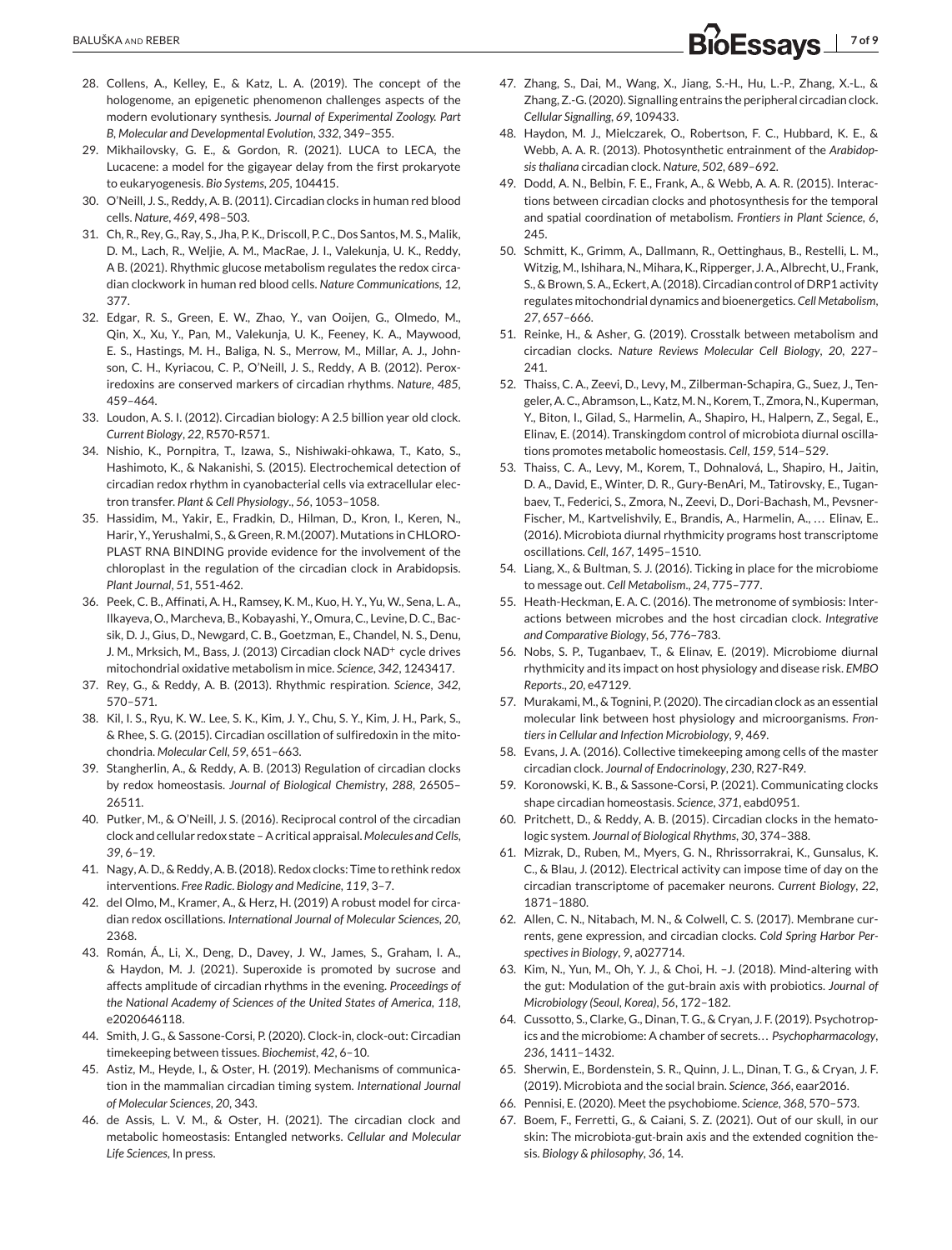28. Collens, A., Kelley, E., & Katz, L. A. (2019). The concept of the hologenome, an epigenetic phenomenon challenges aspects of the modern evolutionary synthesis. *Journal of Experimental Zoology. Part B, Molecular and Developmental Evolution*, *332*, 349–355.
29. Mikhailovsky, G. E., & Gordon, R. (2021). LUCA to LECA, the Lucacene: a model for the gigayear delay from the first prokaryote to eukaryogenesis. *Bio Systems*, *205*, 104415.
30. O'Neill, J. S., Reddy, A. B. (2011). Circadian clocks in human red blood cells. *Nature*, *469*, 498–503.
31. Ch, R., Rey, G., Ray, S., Jha, P. K., Driscoll, P. C., Dos Santos, M. S., Malik, D. M., Lach, R., Weljie, A. M., MacRae, J. I., Valekunja, U. K., Reddy, A B. (2021). Rhythmic glucose metabolism regulates the redox circadian clockwork in human red blood cells. *Nature Communications*, *12*, 377.
32. Edgar, R. S., Green, E. W., Zhao, Y., van Ooijen, G., Olmedo, M., Qin, X., Xu, Y., Pan, M., Valekunja, U. K., Feeney, K. A., Maywood, E. S., Hastings, M. H., Baliga, N. S., Merrow, M., Millar, A. J., Johnson, C. H., Kyriacou, C. P., O'Neill, J. S., Reddy, A B. (2012). Peroxiredoxins are conserved markers of circadian rhythms. *Nature*, *485*, 459–464.
33. Loudon, A. S. I. (2012). Circadian biology: A 2.5 billion year old clock. *Current Biology*, *22*, R570-R571.
34. Nishio, K., Pornpitra, T., Izawa, S., Nishiwaki-ohkawa, T., Kato, S., Hashimoto, K., & Nakanishi, S. (2015). Electrochemical detection of circadian redox rhythm in cyanobacterial cells via extracellular electron transfer. *Plant & Cell Physiology*., *56*, 1053–1058.
35. Hassidim, M., Yakir, E., Fradkin, D., Hilman, D., Kron, I., Keren, N., Harir, Y., Yerushalmi, S., & Green, R. M.(2007). Mutations in CHLOROPLAST RNA BINDING provide evidence for the involvement of the chloroplast in the regulation of the circadian clock in Arabidopsis. *Plant Journal*, *51*, 551-462.
36. Peek, C. B., Affinati, A. H., Ramsey, K. M., Kuo, H. Y., Yu, W., Sena, L. A., Ilkayeva, O., Marcheva, B., Kobayashi, Y., Omura, C., Levine, D. C., Bacsik, D. J., Gius, D., Newgard, C. B., Goetzman, E., Chandel, N. S., Denu, J. M., Mrksich, M., Bass, J. (2013) Circadian clock $NAD^+$ cycle drives mitochondrial oxidative metabolism in mice. *Science*, *342*, 1243417.
37. Rey, G., & Reddy, A. B. (2013). Rhythmic respiration. *Science*, *342*, 570–571.
38. Kil, I. S., Ryu, K. W.. Lee, S. K., Kim, J. Y., Chu, S. Y., Kim, J. H., Park, S., & Rhee, S. G. (2015). Circadian oscillation of sulfiredoxin in the mitochondria. *Molecular Cell*, *59*, 651–663.
39. Stangherlin, A., & Reddy, A. B. (2013) Regulation of circadian clocks by redox homeostasis. *Journal of Biological Chemistry*, *288*, 26505–26511.
40. Putker, M., & O'Neill, J. S. (2016). Reciprocal control of the circadian clock and cellular redox state – A critical appraisal. *Molecules and Cells*, *39*, 6–19.
41. Nagy, A. D., & Reddy, A. B. (2018). Redox clocks: Time to rethink redox interventions. *Free Radic. Biology and Medicine*, *119*, 3–7.
42. del Olmo, M., Kramer, A., & Herz, H. (2019) A robust model for circadian redox oscillations. *International Journal of Molecular Sciences*, *20*, 2368.
43. Román, Á., Li, X., Deng, D., Davey, J. W., James, S., Graham, I. A., & Haydon, M. J. (2021). Superoxide is promoted by sucrose and affects amplitude of circadian rhythms in the evening. *Proceedings of the National Academy of Sciences of the United States of America*, *118*, e2020646118.
44. Smith, J. G., & Sassone-Corsi, P. (2020). Clock-in, clock-out: Circadian timekeeping between tissues. *Biochemist*, *42*, 6–10.
45. Astiz, M., Heyde, I., & Oster, H. (2019). Mechanisms of communication in the mammalian circadian timing system. *International Journal of Molecular Sciences*, *20*, 343.
46. de Assis, L. V. M., & Oster, H. (2021). The circadian clock and metabolic homeostasis: Entangled networks. *Cellular and Molecular Life Sciences*, In press.
47. Zhang, S., Dai, M., Wang, X., Jiang, S.-H., Hu, L.-P., Zhang, X.-L., & Zhang, Z.-G. (2020). Signalling entrains the peripheral circadian clock. *Cellular Signalling*, *69*, 109433.
48. Haydon, M. J., Mielczarek, O., Robertson, F. C., Hubbard, K. E., & Webb, A. A. R. (2013). Photosynthetic entrainment of the *Arabidopsis thaliana* circadian clock. *Nature*, *502*, 689–692.
49. Dodd, A. N., Belbin, F. E., Frank, A., & Webb, A. A. R. (2015). Interactions between circadian clocks and photosynthesis for the temporal and spatial coordination of metabolism. *Frontiers in Plant Science*, *6*, 245.
50. Schmitt, K., Grimm, A., Dallmann, R., Oettinghaus, B., Restelli, L. M., Witzig, M., Ishihara, N., Mihara, K., Ripperger, J. A., Albrecht, U., Frank, S., & Brown, S. A., Eckert, A. (2018). Circadian control of DRP1 activity regulates mitochondrial dynamics and bioenergetics. *Cell Metabolism*, *27*, 657–666.
51. Reinke, H., & Asher, G. (2019). Crosstalk between metabolism and circadian clocks. *Nature Reviews Molecular Cell Biology*, *20*, 227–241.
52. Thaiss, C. A., Zeevi, D., Levy, M., Zilberman-Schapira, G., Suez, J., Tengeler, A. C., Abramson, L., Katz, M. N., Korem, T., Zmora, N., Kuperman, Y., Biton, I., Gilad, S., Harmelin, A., Shapiro, H., Halpern, Z., Segal, E., Elinav, E. (2014). Transkingdom control of microbiota diurnal oscillations promotes metabolic homeostasis. *Cell*, *159*, 514–529.
53. Thaiss, C. A., Levy, M., Korem, T., Dohnalová, L., Shapiro, H., Jaitin, D. A., David, E., Winter, D. R., Gury-BenAri, M., Tatirovsky, E., Tuganbaev, T., Federici, S., Zmora, N., Zeevi, D., Dori-Bachash, M., Pevsner-Fischer, M., Kartvelishvily, E., Brandis, A., Harmelin, A., … Elinav, E.. (2016). Microbiota diurnal rhythmicity programs host transcriptome oscillations. *Cell*, *167*, 1495–1510.
54. Liang, X., & Bultman, S. J. (2016). Ticking in place for the microbiome to message out. *Cell Metabolism.*, *24*, 775–777.
55. Heath-Heckman, E. A. C. (2016). The metronome of symbiosis: Interactions between microbes and the host circadian clock. *Integrative and Comparative Biology*, *56*, 776–783.
56. Nobs, S. P., Tuganbaev, T., & Elinav, E. (2019). Microbiome diurnal rhythmicity and its impact on host physiology and disease risk. *EMBO Reports*., *20*, e47129.
57. Murakami, M., & Tognini, P. (2020). The circadian clock as an essential molecular link between host physiology and microorganisms. *Frontiers in Cellular and Infection Microbiology*, *9*, 469.
58. Evans, J. A. (2016). Collective timekeeping among cells of the master circadian clock. *Journal of Endocrinology*, *230*, R27-R49.
59. Koronowski, K. B., & Sassone-Corsi, P. (2021). Communicating clocks shape circadian homeostasis. *Science*, *371*, eabd0951.
60. Pritchett, D., & Reddy, A. B. (2015). Circadian clocks in the hematologic system. *Journal of Biological Rhythms*, *30*, 374–388.
61. Mizrak, D., Ruben, M., Myers, G. N., Rhrissorrakrai, K., Gunsalus, K. C., & Blau, J. (2012). Electrical activity can impose time of day on the circadian transcriptome of pacemaker neurons. *Current Biology*, *22*, 1871–1880.
62. Allen, C. N., Nitabach, M. N., & Colwell, C. S. (2017). Membrane currents, gene expression, and circadian clocks. *Cold Spring Harbor Perspectives in Biology*, *9*, a027714.
63. Kim, N., Yun, M., Oh, Y. J., & Choi, H. –J. (2018). Mind-altering with the gut: Modulation of the gut-brain axis with probiotics. *Journal of Microbiology (Seoul, Korea)*, *56*, 172–182.
64. Cussotto, S., Clarke, G., Dinan, T. G., & Cryan, J. F. (2019). Psychotropics and the microbiome: A chamber of secrets… *Psychopharmacology*, *236*, 1411–1432.
65. Sherwin, E., Bordenstein, S. R., Quinn, J. L., Dinan, T. G., & Cryan, J. F. (2019). Microbiota and the social brain. *Science*, *366*, eaar2016.
66. Pennisi, E. (2020). Meet the psychobiome. *Science*, *368*, 570–573.
67. Boem, F., Ferretti, G., & Caiani, S. Z. (2021). Out of our skull, in our skin: The microbiota-gut-brain axis and the extended cognition thesis. *Biology & philosophy*, *36*, 14.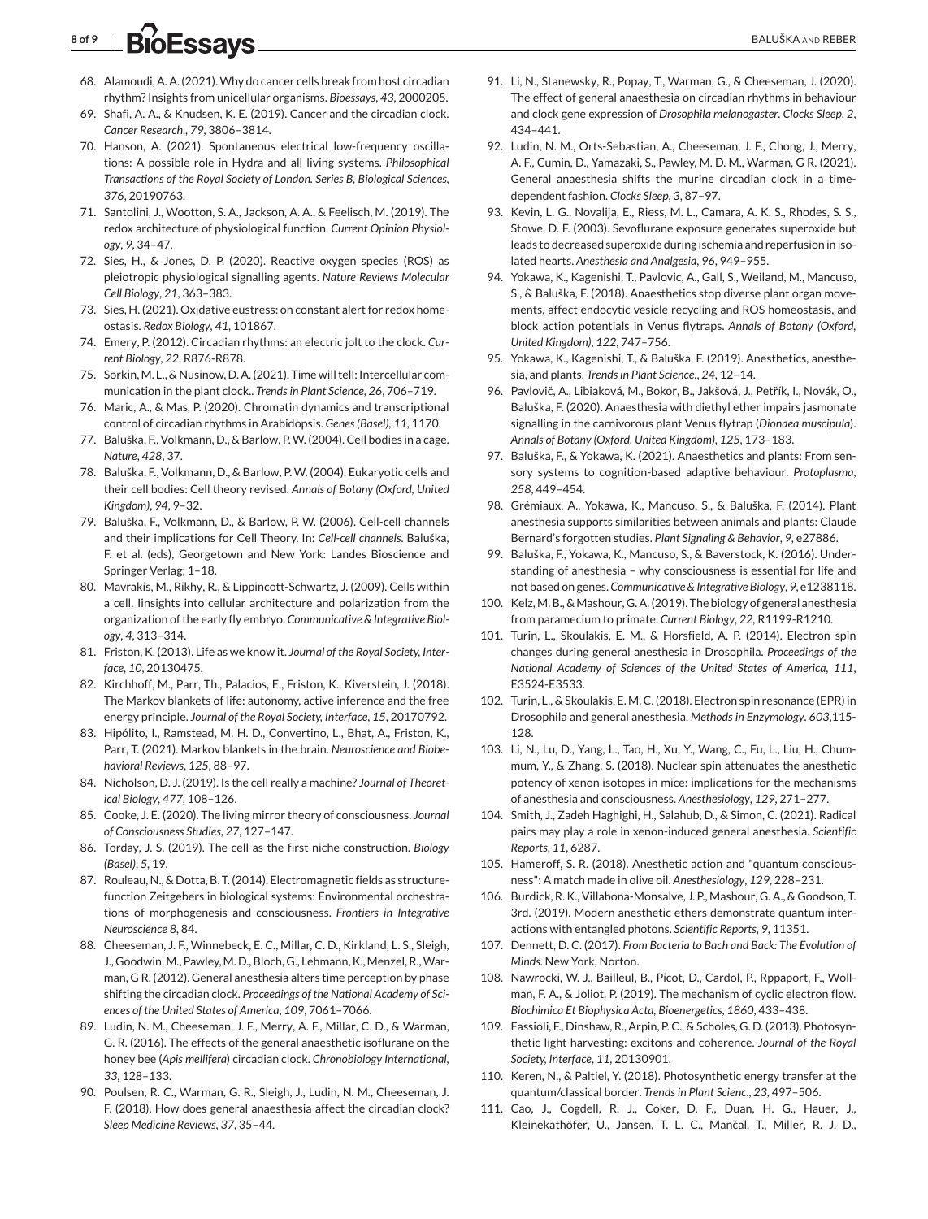68. Alamoudi, A. A. (2021). Why do cancer cells break from host circadian rhythm? Insights from unicellular organisms. *Bioessays*, *43*, 2000205.
69. Shafi, A. A., & Knudsen, K. E. (2019). Cancer and the circadian clock. *Cancer Research.*, *79*, 3806–3814.
70. Hanson, A. (2021). Spontaneous electrical low-frequency oscillations: A possible role in Hydra and all living systems. *Philosophical Transactions of the Royal Society of London. Series B, Biological Sciences*, *376*, 20190763.
71. Santolini, J., Wootton, S. A., Jackson, A. A., & Feelisch, M. (2019). The redox architecture of physiological function. *Current Opinion Physiology*, *9*, 34–47.
72. Sies, H., & Jones, D. P. (2020). Reactive oxygen species (ROS) as pleiotropic physiological signalling agents. *Nature Reviews Molecular Cell Biology*, *21*, 363–383.
73. Sies, H. (2021). Oxidative eustress: on constant alert for redox homeostasis. *Redox Biology*, *41*, 101867.
74. Emery, P. (2012). Circadian rhythms: an electric jolt to the clock. *Current Biology*, *22*, R876-R878.
75. Sorkin, M. L., & Nusinow, D. A. (2021). Time will tell: Intercellular communication in the plant clock.. *Trends in Plant Science*, *26*, 706–719.
76. Maric, A., & Mas, P. (2020). Chromatin dynamics and transcriptional control of circadian rhythms in Arabidopsis. *Genes (Basel)*, *11*, 1170.
77. Baluška, F., Volkmann, D., & Barlow, P. W. (2004). Cell bodies in a cage. *Nature*, *428*, 37.
78. Baluška, F., Volkmann, D., & Barlow, P. W. (2004). Eukaryotic cells and their cell bodies: Cell theory revised. *Annals of Botany (Oxford, United Kingdom)*, *94*, 9–32.
79. Baluška, F., Volkmann, D., & Barlow, P. W. (2006). Cell-cell channels and their implications for Cell Theory. In: *Cell-cell channels*. Baluška, F. et al. (eds), Georgetown and New York: Landes Bioscience and Springer Verlag; 1–18.
80. Mavrakis, M., Rikhy, R., & Lippincott-Schwartz, J. (2009). Cells within a cell. Iinsights into cellular architecture and polarization from the organization of the early fly embryo. *Communicative & Integrative Biology*, *4*, 313–314.
81. Friston, K. (2013). Life as we know it. *Journal of the Royal Society, Interface*, *10*, 20130475.
82. Kirchhoff, M., Parr, Th., Palacios, E., Friston, K., Kiverstein, J. (2018). The Markov blankets of life: autonomy, active inference and the free energy principle. *Journal of the Royal Society, Interface*, *15*, 20170792.
83. Hipólito, I., Ramstead, M. H. D., Convertino, L., Bhat, A., Friston, K., Parr, T. (2021). Markov blankets in the brain. *Neuroscience and Biobehavioral Reviews*, *125*, 88–97.
84. Nicholson, D. J. (2019). Is the cell really a machine? *Journal of Theoretical Biology*, *477*, 108–126.
85. Cooke, J. E. (2020). The living mirror theory of consciousness. *Journal of Consciousness Studies*, *27*, 127–147.
86. Torday, J. S. (2019). The cell as the first niche construction. *Biology (Basel)*, *5*, 19.
87. Rouleau, N., & Dotta, B. T. (2014). Electromagnetic fields as structure-function Zeitgebers in biological systems: Environmental orchestrations of morphogenesis and consciousness. *Frontiers in Integrative Neuroscience 8*, 84.
88. Cheeseman, J. F., Winnebeck, E. C., Millar, C. D., Kirkland, L. S., Sleigh, J., Goodwin, M., Pawley, M. D., Bloch, G., Lehmann, K., Menzel, R., Warman, G R. (2012). General anesthesia alters time perception by phase shifting the circadian clock. *Proceedings of the National Academy of Sciences of the United States of America*, *109*, 7061–7066.
89. Ludin, N. M., Cheeseman, J. F., Merry, A. F., Millar, C. D., & Warman, G. R. (2016). The effects of the general anaesthetic isoflurane on the honey bee (*Apis mellifera*) circadian clock. *Chronobiology International*, *33*, 128–133.
90. Poulsen, R. C., Warman, G. R., Sleigh, J., Ludin, N. M., Cheeseman, J. F. (2018). How does general anaesthesia affect the circadian clock? *Sleep Medicine Reviews*, *37*, 35–44.
91. Li, N., Stanewsky, R., Popay, T., Warman, G., & Cheeseman, J. (2020). The effect of general anaesthesia on circadian rhythms in behaviour and clock gene expression of *Drosophila melanogaster*. *Clocks Sleep*, *2*, 434–441.
92. Ludin, N. M., Orts-Sebastian, A., Cheeseman, J. F., Chong, J., Merry, A. F., Cumin, D., Yamazaki, S., Pawley, M. D. M., Warman, G R. (2021). General anaesthesia shifts the murine circadian clock in a time-dependent fashion. *Clocks Sleep*, *3*, 87–97.
93. Kevin, L. G., Novalija, E., Riess, M. L., Camara, A. K. S., Rhodes, S. S., Stowe, D. F. (2003). Sevoflurane exposure generates superoxide but leads to decreased superoxide during ischemia and reperfusion in isolated hearts. *Anesthesia and Analgesia*, *96*, 949–955.
94. Yokawa, K., Kagenishi, T., Pavlovic, A., Gall, S., Weiland, M., Mancuso, S., & Baluška, F. (2018). Anaesthetics stop diverse plant organ movements, affect endocytic vesicle recycling and ROS homeostasis, and block action potentials in Venus flytraps. *Annals of Botany (Oxford, United Kingdom)*, *122*, 747–756.
95. Yokawa, K., Kagenishi, T., & Baluška, F. (2019). Anesthetics, anesthesia, and plants. *Trends in Plant Science.*, *24*, 12–14.
96. Pavlovič, A., Libiaková, M., Bokor, B., Jakšová, J., Petřík, I., Novák, O., Baluška, F. (2020). Anaesthesia with diethyl ether impairs jasmonate signalling in the carnivorous plant Venus flytrap (*Dionaea muscipula*). *Annals of Botany (Oxford, United Kingdom)*, *125*, 173–183.
97. Baluška, F., & Yokawa, K. (2021). Anaesthetics and plants: From sensory systems to cognition-based adaptive behaviour. *Protoplasma*, *258*, 449–454.
98. Grémiaux, A., Yokawa, K., Mancuso, S., & Baluška, F. (2014). Plant anesthesia supports similarities between animals and plants: Claude Bernard's forgotten studies. *Plant Signaling & Behavior*, *9*, e27886.
99. Baluška, F., Yokawa, K., Mancuso, S., & Baverstock, K. (2016). Understanding of anesthesia – why consciousness is essential for life and not based on genes. *Communicative & Integrative Biology*, *9*, e1238118.
100. Kelz, M. B., & Mashour, G. A. (2019). The biology of general anesthesia from paramecium to primate. *Current Biology*, *22*, R1199-R1210.
101. Turin, L., Skoulakis, E. M., & Horsfield, A. P. (2014). Electron spin changes during general anesthesia in Drosophila. *Proceedings of the National Academy of Sciences of the United States of America*, *111*, E3524-E3533.
102. Turin, L., & Skoulakis, E. M. C. (2018). Electron spin resonance (EPR) in Drosophila and general anesthesia. *Methods in Enzymology*. *603*,115-128.
103. Li, N., Lu, D., Yang, L., Tao, H., Xu, Y., Wang, C., Fu, L., Liu, H., Chummum, Y., & Zhang, S. (2018). Nuclear spin attenuates the anesthetic potency of xenon isotopes in mice: implications for the mechanisms of anesthesia and consciousness. *Anesthesiology*, *129*, 271–277.
104. Smith, J., Zadeh Haghighi, H., Salahub, D., & Simon, C. (2021). Radical pairs may play a role in xenon-induced general anesthesia. *Scientific Reports*, *11*, 6287.
105. Hameroff, S. R. (2018). Anesthetic action and "quantum consciousness": A match made in olive oil. *Anesthesiology*, *129*, 228–231.
106. Burdick, R. K., Villabona-Monsalve, J. P., Mashour, G. A., & Goodson, T. 3rd. (2019). Modern anesthetic ethers demonstrate quantum interactions with entangled photons. *Scientific Reports*, *9*, 11351.
107. Dennett, D. C. (2017). *From Bacteria to Bach and Back: The Evolution of Minds*. New York, Norton.
108. Nawrocki, W. J., Bailleul, B., Picot, D., Cardol, P., Rppaport, F., Wollman, F. A., & Joliot, P. (2019). The mechanism of cyclic electron flow. *Biochimica Et Biophysica Acta, Bioenergetics*, *1860*, 433–438.
109. Fassioli, F., Dinshaw, R., Arpin, P. C., & Scholes, G. D. (2013). Photosynthetic light harvesting: excitons and coherence. *Journal of the Royal Society, Interface*, *11*, 20130901.
110. Keren, N., & Paltiel, Y. (2018). Photosynthetic energy transfer at the quantum/classical border. *Trends in Plant Scienc.*, *23*, 497–506.
111. Cao, J., Cogdell, R. J., Coker, D. F., Duan, H. G., Hauer, J., Kleinekathöfer, U., Jansen, T. L. C., Mančal, T., Miller, R. J. D.,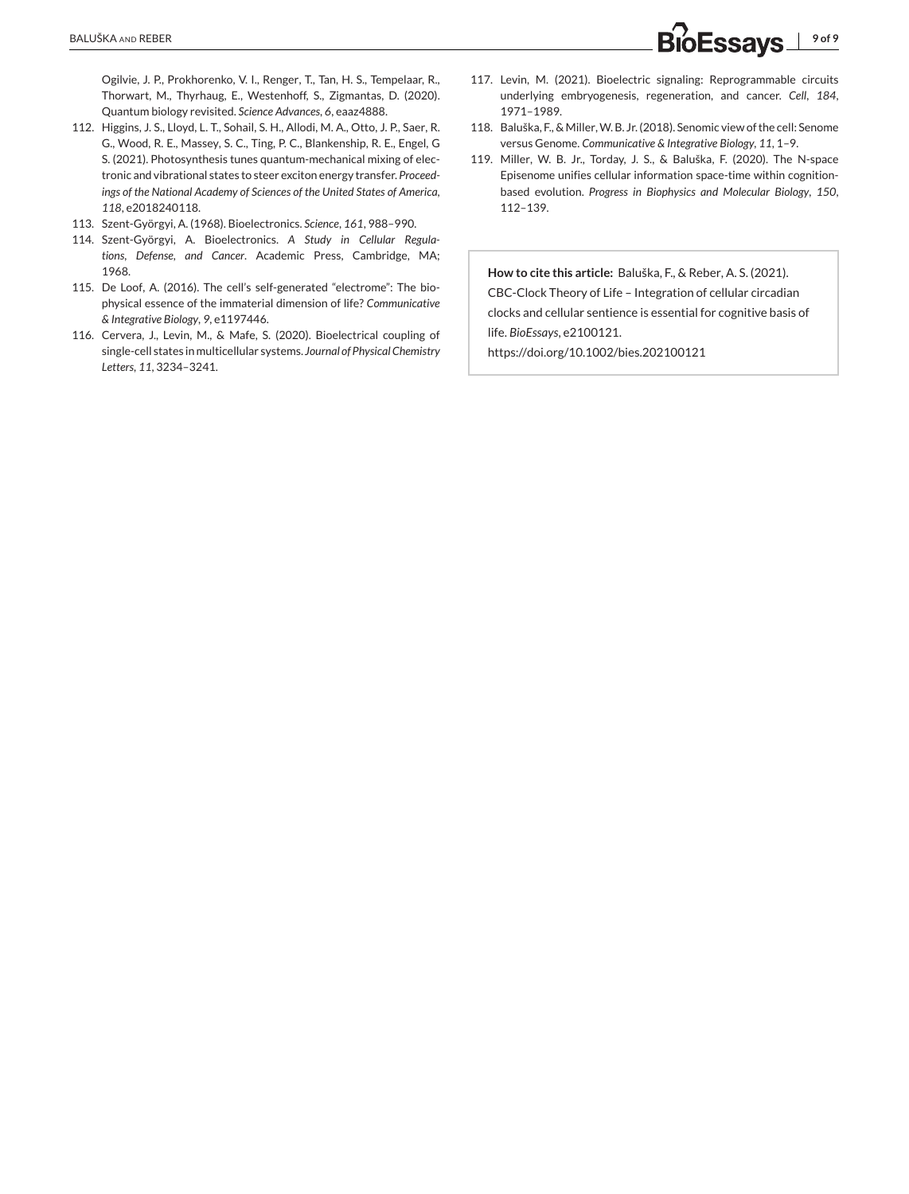Ogilvie, J. P., Prokhorenko, V. I., Renger, T., Tan, H. S., Tempelaar, R., Thorwart, M., Thyrhaug, E., Westenhoff, S., Zigmantas, D. (2020). Quantum biology revisited. *Science Advances*, *6*, eaaz4888.

112. Higgins, J. S., Lloyd, L. T., Sohail, S. H., Allodi, M. A., Otto, J. P., Saer, R. G., Wood, R. E., Massey, S. C., Ting, P. C., Blankenship, R. E., Engel, G S. (2021). Photosynthesis tunes quantum-mechanical mixing of electronic and vibrational states to steer exciton energy transfer. *Proceedings of the National Academy of Sciences of the United States of America*, *118*, e2018240118.
113. Szent-Györgyi, A. (1968). Bioelectronics. *Science*, *161*, 988–990.
114. Szent-Györgyi, A. Bioelectronics. *A Study in Cellular Regulations, Defense, and Cancer*. Academic Press, Cambridge, MA; 1968.
115. De Loof, A. (2016). The cell's self-generated "electrome": The biophysical essence of the immaterial dimension of life? *Communicative & Integrative Biology*, *9*, e1197446.
116. Cervera, J., Levin, M., & Mafe, S. (2020). Bioelectrical coupling of single-cell states in multicellular systems. *Journal of Physical Chemistry Letters*, *11*, 3234–3241.
117. Levin, M. (2021). Bioelectric signaling: Reprogrammable circuits underlying embryogenesis, regeneration, and cancer. *Cell*, *184*, 1971–1989.
118. Baluška, F., & Miller, W. B. Jr. (2018). Senomic view of the cell: Senome versus Genome. *Communicative & Integrative Biology*, *11*, 1–9.
119. Miller, W. B. Jr., Torday, J. S., & Baluška, F. (2020). The N-space Episenome unifies cellular information space-time within cognition-based evolution. *Progress in Biophysics and Molecular Biology*, *150*, 112–139.

**How to cite this article:** Baluška, F., & Reber, A. S. (2021). CBC-Clock Theory of Life – Integration of cellular circadian clocks and cellular sentience is essential for cognitive basis of life. *BioEssays*, e2100121. https://doi.org/10.1002/bies.202100121